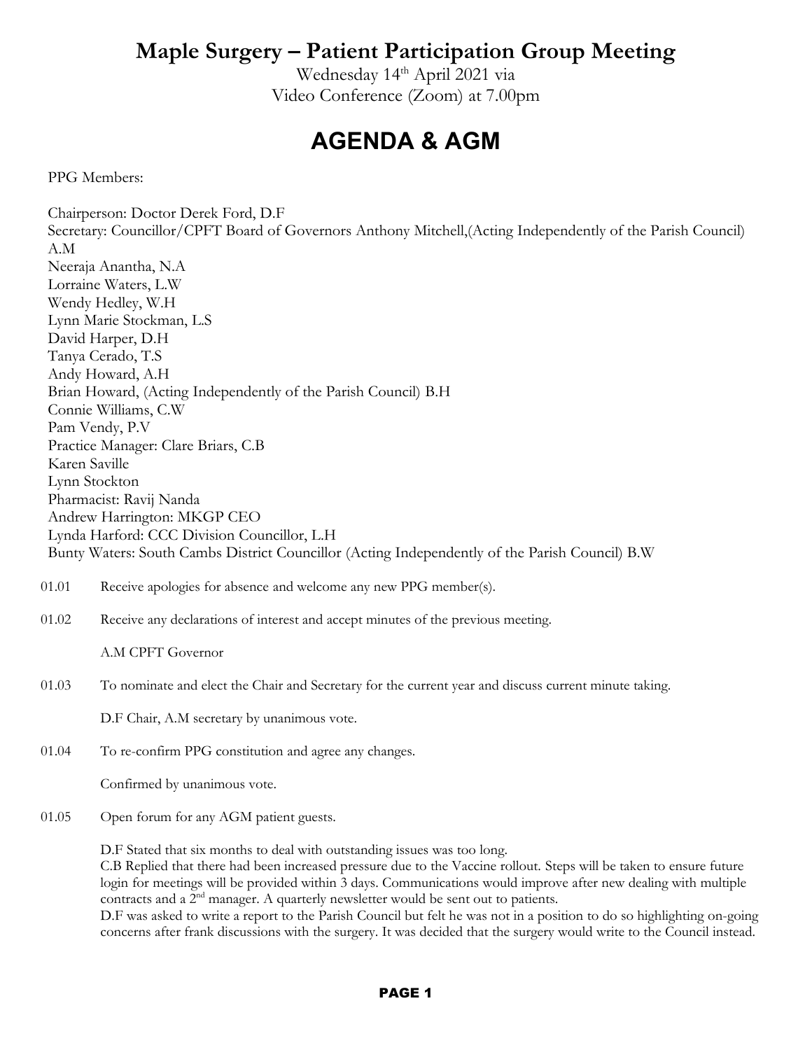# Maple Surgery – Patient Participation Group Meeting

Wednesday 14th April 2021 via
Video Conference (Zoom) at 7.00pm

# AGENDA & AGM

PPG Members:

Chairperson: Doctor Derek Ford, D.F
Secretary: Councillor/CPFT Board of Governors Anthony Mitchell,(Acting Independently of the Parish Council) A.M
Neeraja Anantha, N.A
Lorraine Waters, L.W
Wendy Hedley, W.H
Lynn Marie Stockman, L.S
David Harper, D.H
Tanya Cerado, T.S
Andy Howard, A.H
Brian Howard, (Acting Independently of the Parish Council) B.H
Connie Williams, C.W
Pam Vendy, P.V
Practice Manager: Clare Briars, C.B
Karen Saville
Lynn Stockton
Pharmacist: Ravij Nanda
Andrew Harrington: MKGP CEO
Lynda Harford: CCC Division Councillor, L.H
Bunty Waters: South Cambs District Councillor (Acting Independently of the Parish Council) B.W

01.01 Receive apologies for absence and welcome any new PPG member(s).

01.02 Receive any declarations of interest and accept minutes of the previous meeting.

A.M CPFT Governor

01.03 To nominate and elect the Chair and Secretary for the current year and discuss current minute taking.

D.F Chair, A.M secretary by unanimous vote.

01.04 To re-confirm PPG constitution and agree any changes.

Confirmed by unanimous vote.

01.05 Open forum for any AGM patient guests.

D.F Stated that six months to deal with outstanding issues was too long.
C.B Replied that there had been increased pressure due to the Vaccine rollout. Steps will be taken to ensure future login for meetings will be provided within 3 days. Communications would improve after new dealing with multiple contracts and a 2nd manager. A quarterly newsletter would be sent out to patients.
D.F was asked to write a report to the Parish Council but felt he was not in a position to do so highlighting on-going concerns after frank discussions with the surgery. It was decided that the surgery would write to the Council instead.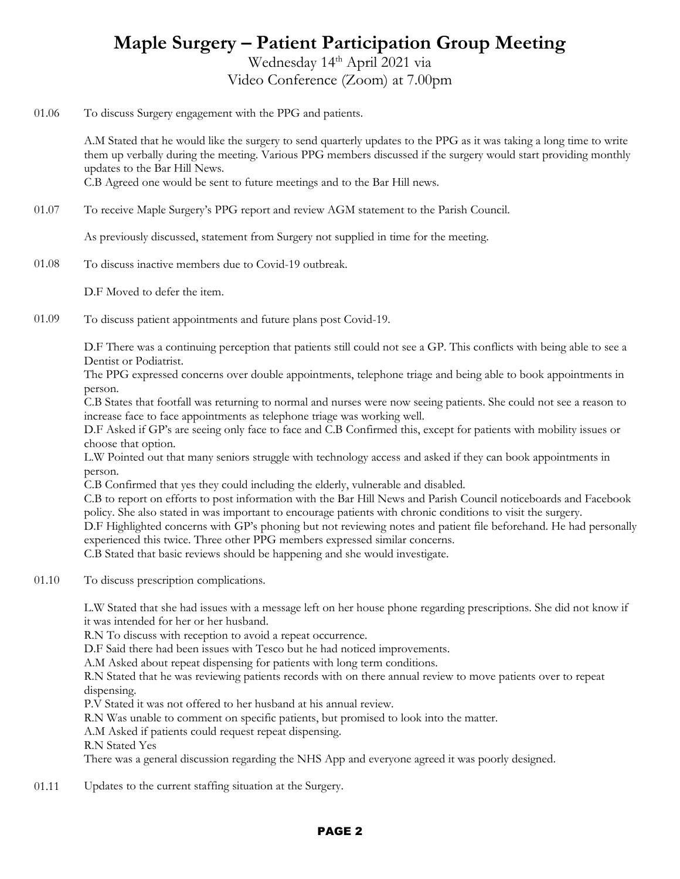# Maple Surgery – Patient Participation Group Meeting

Wednesday 14th April 2021 via
Video Conference (Zoom) at 7.00pm

01.06 To discuss Surgery engagement with the PPG and patients.

A.M Stated that he would like the surgery to send quarterly updates to the PPG as it was taking a long time to write them up verbally during the meeting. Various PPG members discussed if the surgery would start providing monthly updates to the Bar Hill News.
C.B Agreed one would be sent to future meetings and to the Bar Hill news.

01.07 To receive Maple Surgery's PPG report and review AGM statement to the Parish Council.

As previously discussed, statement from Surgery not supplied in time for the meeting.

01.08 To discuss inactive members due to Covid-19 outbreak.

D.F Moved to defer the item.

01.09 To discuss patient appointments and future plans post Covid-19.

D.F There was a continuing perception that patients still could not see a GP. This conflicts with being able to see a Dentist or Podiatrist.
The PPG expressed concerns over double appointments, telephone triage and being able to book appointments in person.
C.B States that footfall was returning to normal and nurses were now seeing patients. She could not see a reason to increase face to face appointments as telephone triage was working well.
D.F Asked if GP's are seeing only face to face and C.B Confirmed this, except for patients with mobility issues or choose that option.
L.W Pointed out that many seniors struggle with technology access and asked if they can book appointments in person.
C.B Confirmed that yes they could including the elderly, vulnerable and disabled.
C.B to report on efforts to post information with the Bar Hill News and Parish Council noticeboards and Facebook policy. She also stated in was important to encourage patients with chronic conditions to visit the surgery.
D.F Highlighted concerns with GP's phoning but not reviewing notes and patient file beforehand. He had personally experienced this twice. Three other PPG members expressed similar concerns.
C.B Stated that basic reviews should be happening and she would investigate.

01.10 To discuss prescription complications.

L.W Stated that she had issues with a message left on her house phone regarding prescriptions. She did not know if it was intended for her or her husband.
R.N To discuss with reception to avoid a repeat occurrence.
D.F Said there had been issues with Tesco but he had noticed improvements.
A.M Asked about repeat dispensing for patients with long term conditions.
R.N Stated that he was reviewing patients records with on there annual review to move patients over to repeat dispensing.
P.V Stated it was not offered to her husband at his annual review.
R.N Was unable to comment on specific patients, but promised to look into the matter.
A.M Asked if patients could request repeat dispensing.
R.N Stated Yes
There was a general discussion regarding the NHS App and everyone agreed it was poorly designed.

01.11 Updates to the current staffing situation at the Surgery.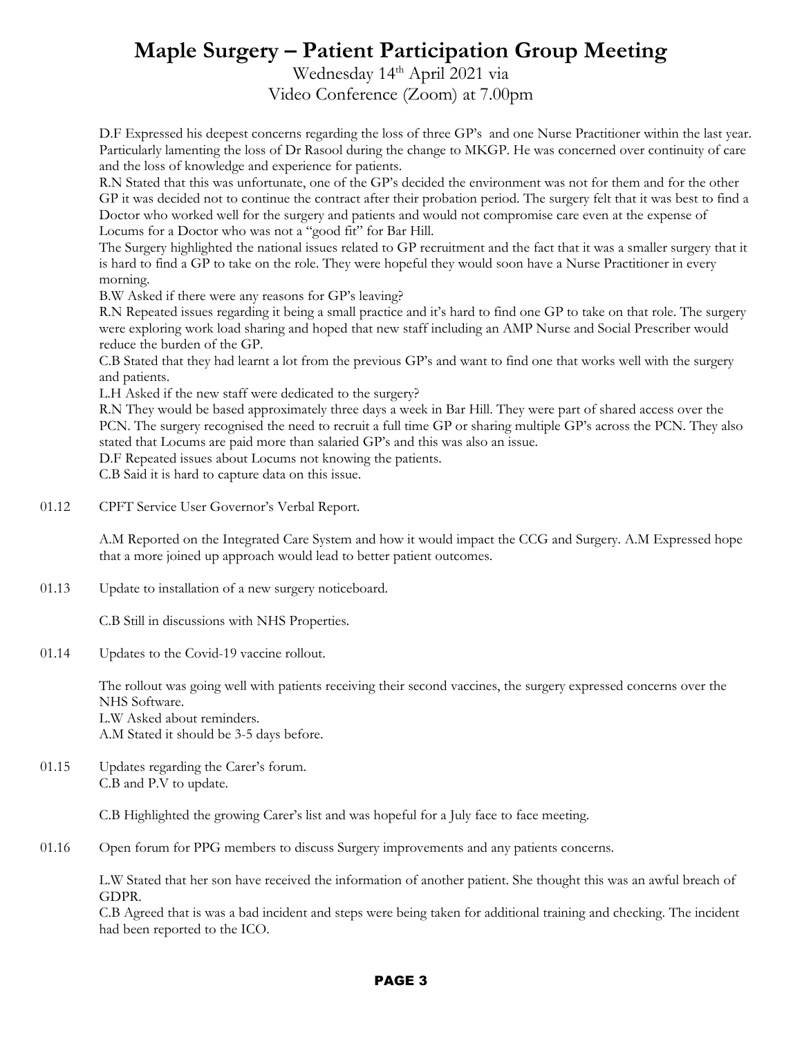# Maple Surgery – Patient Participation Group Meeting

Wednesday 14th April 2021 via
Video Conference (Zoom) at 7.00pm

D.F Expressed his deepest concerns regarding the loss of three GP's and one Nurse Practitioner within the last year. Particularly lamenting the loss of Dr Rasool during the change to MKGP. He was concerned over continuity of care and the loss of knowledge and experience for patients.

R.N Stated that this was unfortunate, one of the GP's decided the environment was not for them and for the other GP it was decided not to continue the contract after their probation period. The surgery felt that it was best to find a Doctor who worked well for the surgery and patients and would not compromise care even at the expense of Locums for a Doctor who was not a "good fit" for Bar Hill.

The Surgery highlighted the national issues related to GP recruitment and the fact that it was a smaller surgery that it is hard to find a GP to take on the role. They were hopeful they would soon have a Nurse Practitioner in every morning.

B.W Asked if there were any reasons for GP's leaving?

R.N Repeated issues regarding it being a small practice and it's hard to find one GP to take on that role. The surgery were exploring work load sharing and hoped that new staff including an AMP Nurse and Social Prescriber would reduce the burden of the GP.

C.B Stated that they had learnt a lot from the previous GP's and want to find one that works well with the surgery and patients.

L.H Asked if the new staff were dedicated to the surgery?

R.N They would be based approximately three days a week in Bar Hill. They were part of shared access over the PCN. The surgery recognised the need to recruit a full time GP or sharing multiple GP's across the PCN. They also stated that Locums are paid more than salaried GP's and this was also an issue.

D.F Repeated issues about Locums not knowing the patients.

C.B Said it is hard to capture data on this issue.

01.12 CPFT Service User Governor's Verbal Report.

A.M Reported on the Integrated Care System and how it would impact the CCG and Surgery. A.M Expressed hope that a more joined up approach would lead to better patient outcomes.

01.13 Update to installation of a new surgery noticeboard.

C.B Still in discussions with NHS Properties.

01.14 Updates to the Covid-19 vaccine rollout.

The rollout was going well with patients receiving their second vaccines, the surgery expressed concerns over the NHS Software.

L.W Asked about reminders.

A.M Stated it should be 3-5 days before.

01.15 Updates regarding the Carer's forum.
C.B and P.V to update.

C.B Highlighted the growing Carer's list and was hopeful for a July face to face meeting.

01.16 Open forum for PPG members to discuss Surgery improvements and any patients concerns.

L.W Stated that her son have received the information of another patient. She thought this was an awful breach of GDPR.

C.B Agreed that is was a bad incident and steps were being taken for additional training and checking. The incident had been reported to the ICO.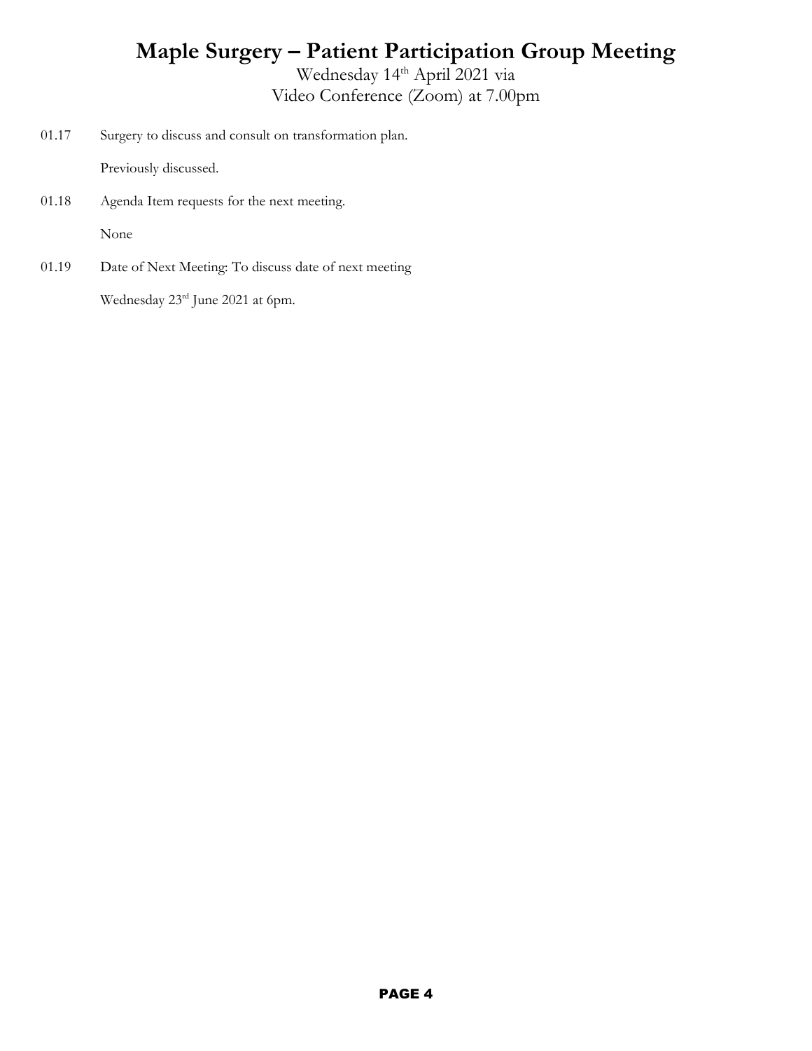# Maple Surgery – Patient Participation Group Meeting

Wednesday 14th April 2021 via
Video Conference (Zoom) at 7.00pm

01.17 Surgery to discuss and consult on transformation plan.

Previously discussed.

01.18 Agenda Item requests for the next meeting.

None

01.19 Date of Next Meeting: To discuss date of next meeting

Wednesday 23rd June 2021 at 6pm.